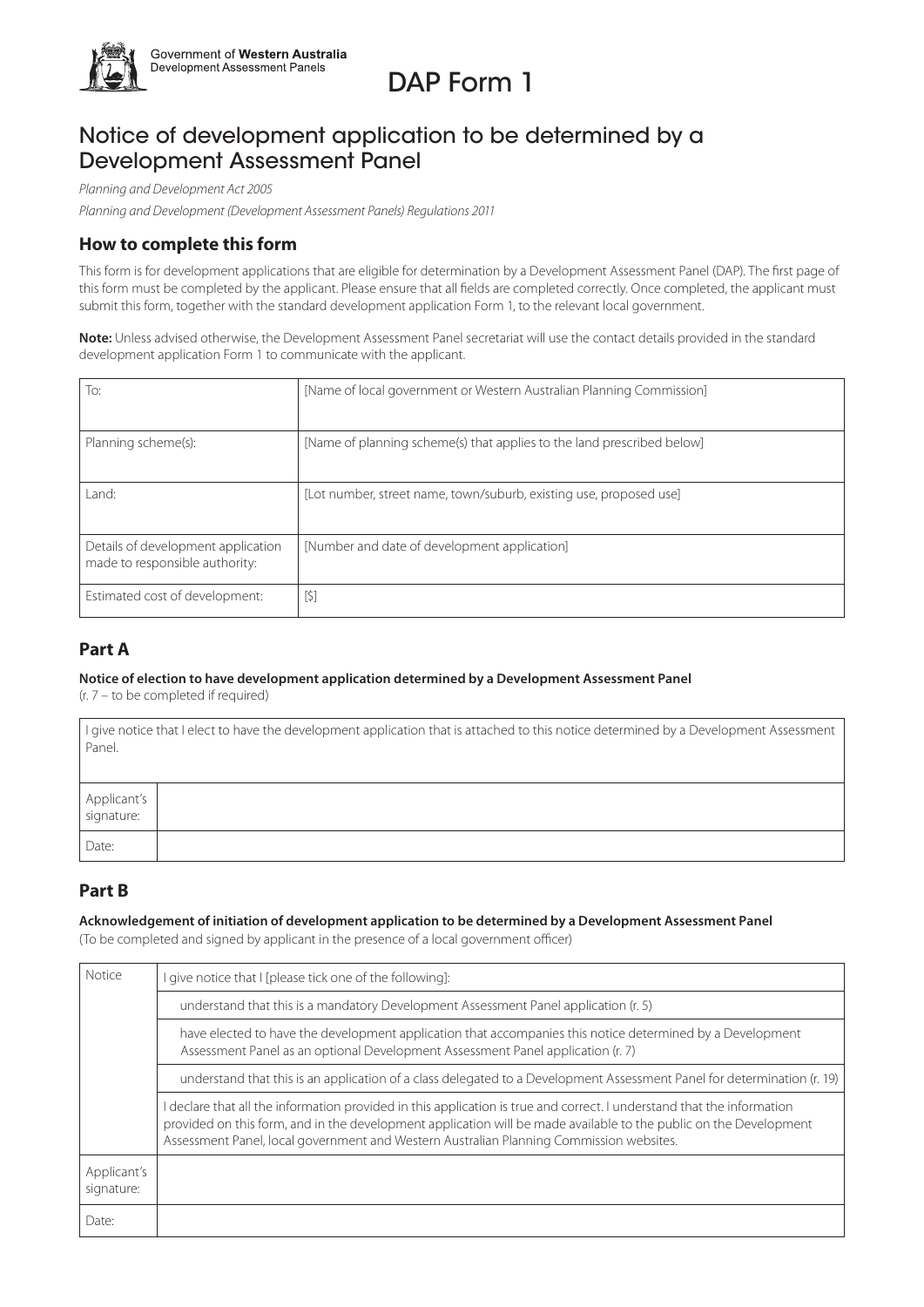Government of **Western Australia**
Development Assessment Panels

# DAP Form 1

## Notice of development application to be determined by a Development Assessment Panel

*Planning and Development Act 2005*

*Planning and Development (Development Assessment Panels) Regulations 2011*

### How to complete this form

This form is for development applications that are eligible for determination by a Development Assessment Panel (DAP). The first page of this form must be completed by the applicant. Please ensure that all fields are completed correctly. Once completed, the applicant must submit this form, together with the standard development application Form 1, to the relevant local government.

**Note:** Unless advised otherwise, the Development Assessment Panel secretariat will use the contact details provided in the standard development application Form 1 to communicate with the applicant.

| | |
|---|---|
| To: | [Name of local government or Western Australian Planning Commission] |
| Planning scheme(s): | [Name of planning scheme(s) that applies to the land prescribed below] |
| Land: | [Lot number, street name, town/suburb, existing use, proposed use] |
| Details of development application made to responsible authority: | [Number and date of development application] |
| Estimated cost of development: | [$] |

### Part A

**Notice of election to have development application determined by a Development Assessment Panel**
(r. 7 – to be completed if required)

| I give notice that I elect to have the development application that is attached to this notice determined by a Development Assessment Panel. | |
|---|---|
| Applicant's signature: | |
| Date: | |

### Part B

**Acknowledgement of initiation of development application to be determined by a Development Assessment Panel**
(To be completed and signed by applicant in the presence of a local government officer)

| | |
|---|---|
| Notice | I give notice that I [please tick one of the following]: |
| | understand that this is a mandatory Development Assessment Panel application (r. 5) |
| | have elected to have the development application that accompanies this notice determined by a Development Assessment Panel as an optional Development Assessment Panel application (r. 7) |
| | understand that this is an application of a class delegated to a Development Assessment Panel for determination (r. 19) |
| | I declare that all the information provided in this application is true and correct. I understand that the information provided on this form, and in the development application will be made available to the public on the Development Assessment Panel, local government and Western Australian Planning Commission websites. |
| Applicant's signature: | |
| Date: | |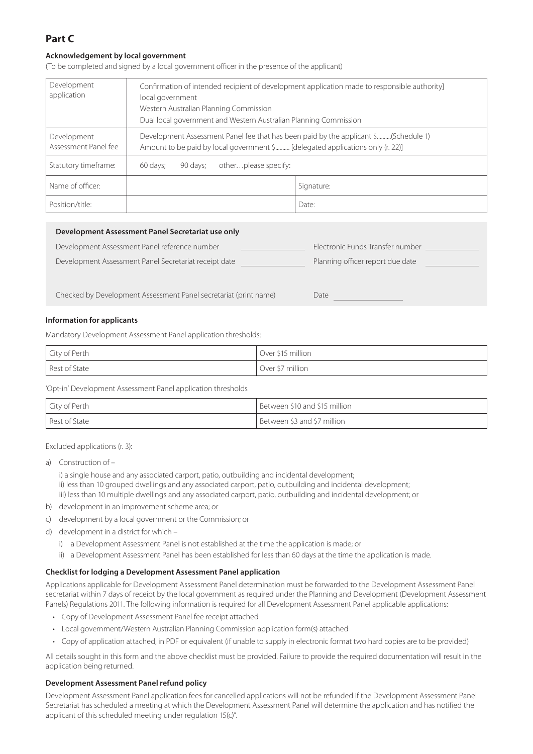## Part C

**Acknowledgement by local government**

(To be completed and signed by a local government officer in the presence of the applicant)

| | | |
|---|---|---|
| Development application | Confirmation of intended recipient of development application made to responsible authority]<br>local government<br>Western Australian Planning Commission<br>Dual local government and Western Australian Planning Commission | |
| Development Assessment Panel fee | Development Assessment Panel fee that has been paid by the applicant $.........(Schedule 1)<br>Amount to be paid by local government $......... [delegated applications only (r. 22)] | |
| Statutory timeframe: | 60 days; 90 days; other…please specify: | |
| Name of officer: | | Signature: |
| Position/title: | | Date: |

**Development Assessment Panel Secretariat use only**

Development Assessment Panel reference number ______________ Electronic Funds Transfer number ______________

Development Assessment Panel Secretariat receipt date ______________ Planning officer report due date ______________

Checked by Development Assessment Panel secretariat (print name) Date ______________

**Information for applicants**

Mandatory Development Assessment Panel application thresholds:

| | |
|---|---|
| City of Perth | Over $15 million |
| Rest of State | Over $7 million |

'Opt-in' Development Assessment Panel application thresholds

| | |
|---|---|
| City of Perth | Between $10 and $15 million |
| Rest of State | Between $3 and $7 million |

Excluded applications (r. 3):

a) Construction of –

i) a single house and any associated carport, patio, outbuilding and incidental development;
ii) less than 10 grouped dwellings and any associated carport, patio, outbuilding and incidental development;
iii) less than 10 multiple dwellings and any associated carport, patio, outbuilding and incidental development; or

b) development in an improvement scheme area; or

c) development by a local government or the Commission; or

d) development in a district for which –

i) a Development Assessment Panel is not established at the time the application is made; or
ii) a Development Assessment Panel has been established for less than 60 days at the time the application is made.

**Checklist for lodging a Development Assessment Panel application**

Applications applicable for Development Assessment Panel determination must be forwarded to the Development Assessment Panel secretariat within 7 days of receipt by the local government as required under the Planning and Development (Development Assessment Panels) Regulations 2011. The following information is required for all Development Assessment Panel applicable applications:

- Copy of Development Assessment Panel fee receipt attached
- Local government/Western Australian Planning Commission application form(s) attached
- Copy of application attached, in PDF or equivalent (if unable to supply in electronic format two hard copies are to be provided)

All details sought in this form and the above checklist must be provided. Failure to provide the required documentation will result in the application being returned.

**Development Assessment Panel refund policy**

Development Assessment Panel application fees for cancelled applications will not be refunded if the Development Assessment Panel Secretariat has scheduled a meeting at which the Development Assessment Panel will determine the application and has notified the applicant of this scheduled meeting under regulation 15(c)".